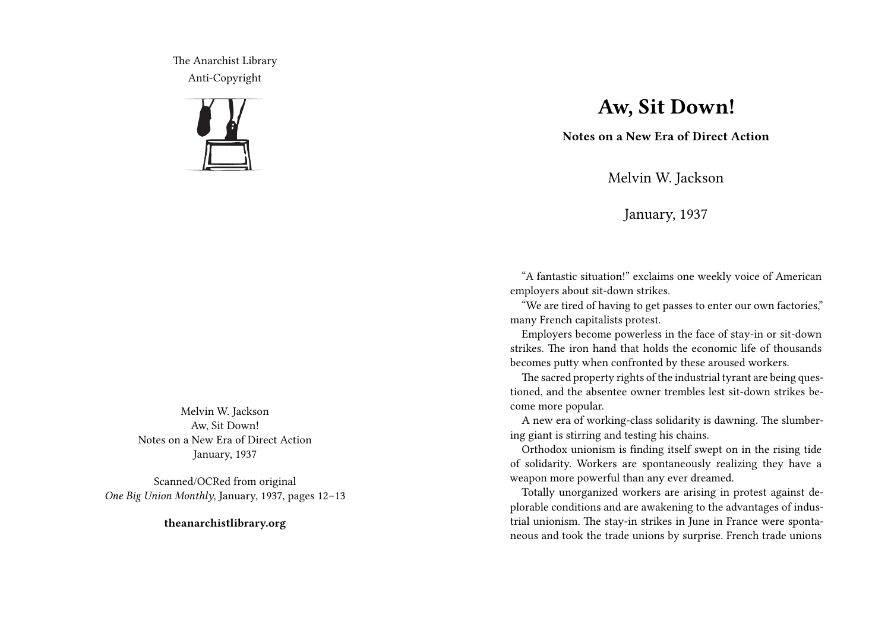The Anarchist Library
Anti-Copyright

Melvin W. Jackson
Aw, Sit Down!
Notes on a New Era of Direct Action
January, 1937

Scanned/OCRed from original
*One Big Union Monthly*, January, 1937, pages 12–13

**theanarchistlibrary.org**

# Aw, Sit Down!

**Notes on a New Era of Direct Action**

Melvin W. Jackson

January, 1937

"A fantastic situation!" exclaims one weekly voice of American employers about sit-down strikes.

"We are tired of having to get passes to enter our own factories," many French capitalists protest.

Employers become powerless in the face of stay-in or sit-down strikes. The iron hand that holds the economic life of thousands becomes putty when confronted by these aroused workers.

The sacred property rights of the industrial tyrant are being questioned, and the absentee owner trembles lest sit-down strikes become more popular.

A new era of working-class solidarity is dawning. The slumbering giant is stirring and testing his chains.

Orthodox unionism is finding itself swept on in the rising tide of solidarity. Workers are spontaneously realizing they have a weapon more powerful than any ever dreamed.

Totally unorganized workers are arising in protest against deplorable conditions and are awakening to the advantages of industrial unionism. The stay-in strikes in June in France were spontaneous and took the trade unions by surprise. French trade unions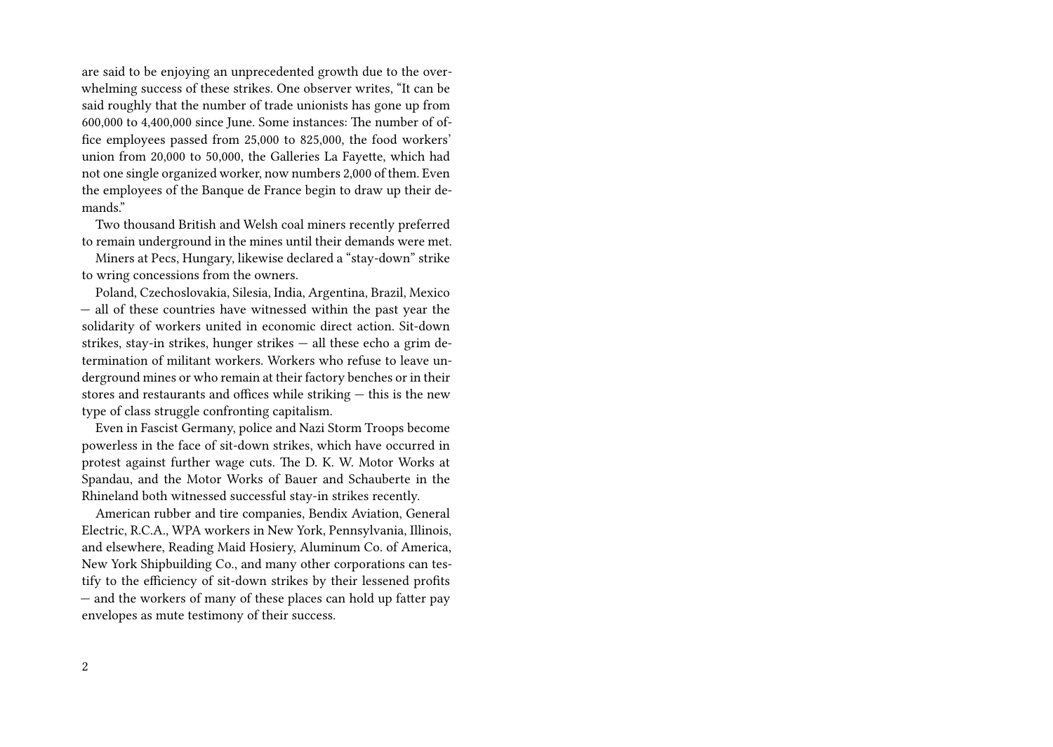are said to be enjoying an unprecedented growth due to the overwhelming success of these strikes. One observer writes, "It can be said roughly that the number of trade unionists has gone up from 600,000 to 4,400,000 since June. Some instances: The number of office employees passed from 25,000 to 825,000, the food workers' union from 20,000 to 50,000, the Galleries La Fayette, which had not one single organized worker, now numbers 2,000 of them. Even the employees of the Banque de France begin to draw up their demands."

Two thousand British and Welsh coal miners recently preferred to remain underground in the mines until their demands were met.

Miners at Pecs, Hungary, likewise declared a "stay-down" strike to wring concessions from the owners.

Poland, Czechoslovakia, Silesia, India, Argentina, Brazil, Mexico — all of these countries have witnessed within the past year the solidarity of workers united in economic direct action. Sit-down strikes, stay-in strikes, hunger strikes — all these echo a grim determination of militant workers. Workers who refuse to leave underground mines or who remain at their factory benches or in their stores and restaurants and offices while striking — this is the new type of class struggle confronting capitalism.

Even in Fascist Germany, police and Nazi Storm Troops become powerless in the face of sit-down strikes, which have occurred in protest against further wage cuts. The D. K. W. Motor Works at Spandau, and the Motor Works of Bauer and Schauberte in the Rhineland both witnessed successful stay-in strikes recently.

American rubber and tire companies, Bendix Aviation, General Electric, R.C.A., WPA workers in New York, Pennsylvania, Illinois, and elsewhere, Reading Maid Hosiery, Aluminum Co. of America, New York Shipbuilding Co., and many other corporations can testify to the efficiency of sit-down strikes by their lessened profits — and the workers of many of these places can hold up fatter pay envelopes as mute testimony of their success.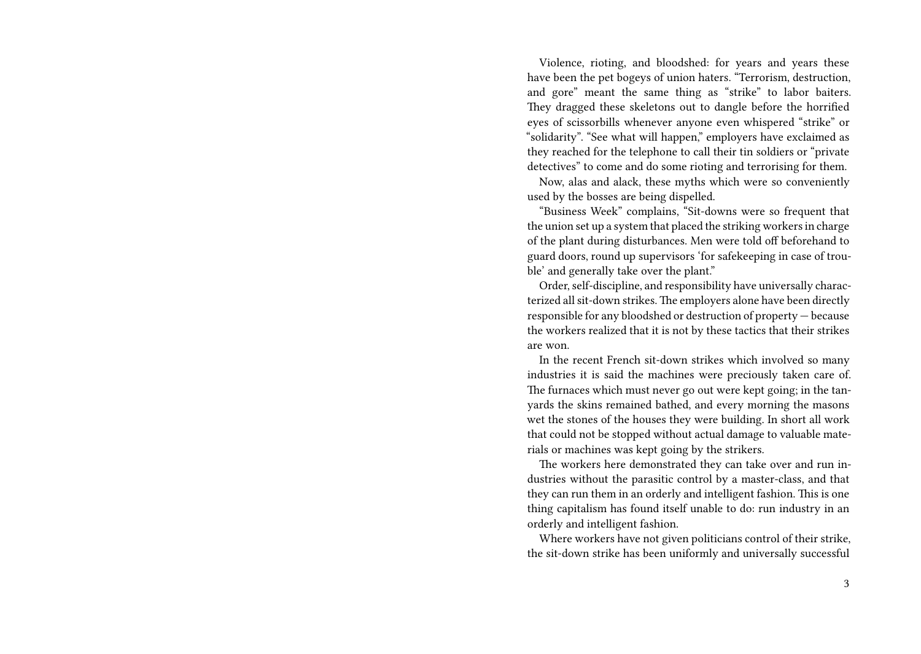Violence, rioting, and bloodshed: for years and years these have been the pet bogeys of union haters. "Terrorism, destruction, and gore" meant the same thing as "strike" to labor baiters. They dragged these skeletons out to dangle before the horrified eyes of scissorbills whenever anyone even whispered "strike" or "solidarity". "See what will happen," employers have exclaimed as they reached for the telephone to call their tin soldiers or "private detectives" to come and do some rioting and terrorising for them.

Now, alas and alack, these myths which were so conveniently used by the bosses are being dispelled.

"Business Week" complains, "Sit-downs were so frequent that the union set up a system that placed the striking workers in charge of the plant during disturbances. Men were told off beforehand to guard doors, round up supervisors 'for safekeeping in case of trouble' and generally take over the plant."

Order, self-discipline, and responsibility have universally characterized all sit-down strikes. The employers alone have been directly responsible for any bloodshed or destruction of property — because the workers realized that it is not by these tactics that their strikes are won.

In the recent French sit-down strikes which involved so many industries it is said the machines were preciously taken care of. The furnaces which must never go out were kept going; in the tanyards the skins remained bathed, and every morning the masons wet the stones of the houses they were building. In short all work that could not be stopped without actual damage to valuable materials or machines was kept going by the strikers.

The workers here demonstrated they can take over and run industries without the parasitic control by a master-class, and that they can run them in an orderly and intelligent fashion. This is one thing capitalism has found itself unable to do: run industry in an orderly and intelligent fashion.

Where workers have not given politicians control of their strike, the sit-down strike has been uniformly and universally successful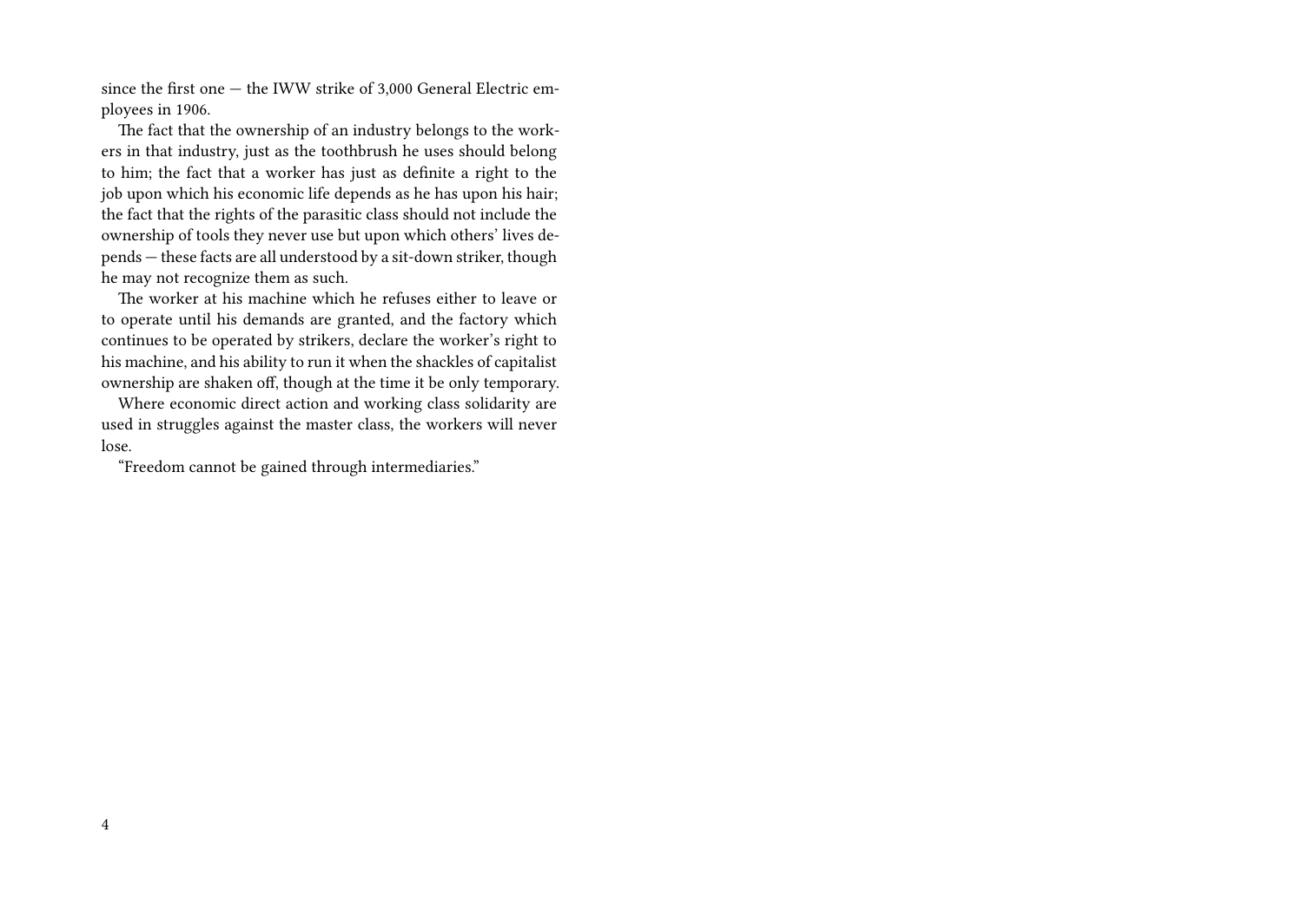since the first one — the IWW strike of 3,000 General Electric employees in 1906.

The fact that the ownership of an industry belongs to the workers in that industry, just as the toothbrush he uses should belong to him; the fact that a worker has just as definite a right to the job upon which his economic life depends as he has upon his hair; the fact that the rights of the parasitic class should not include the ownership of tools they never use but upon which others' lives depends — these facts are all understood by a sit-down striker, though he may not recognize them as such.

The worker at his machine which he refuses either to leave or to operate until his demands are granted, and the factory which continues to be operated by strikers, declare the worker's right to his machine, and his ability to run it when the shackles of capitalist ownership are shaken off, though at the time it be only temporary.

Where economic direct action and working class solidarity are used in struggles against the master class, the workers will never lose.

"Freedom cannot be gained through intermediaries."